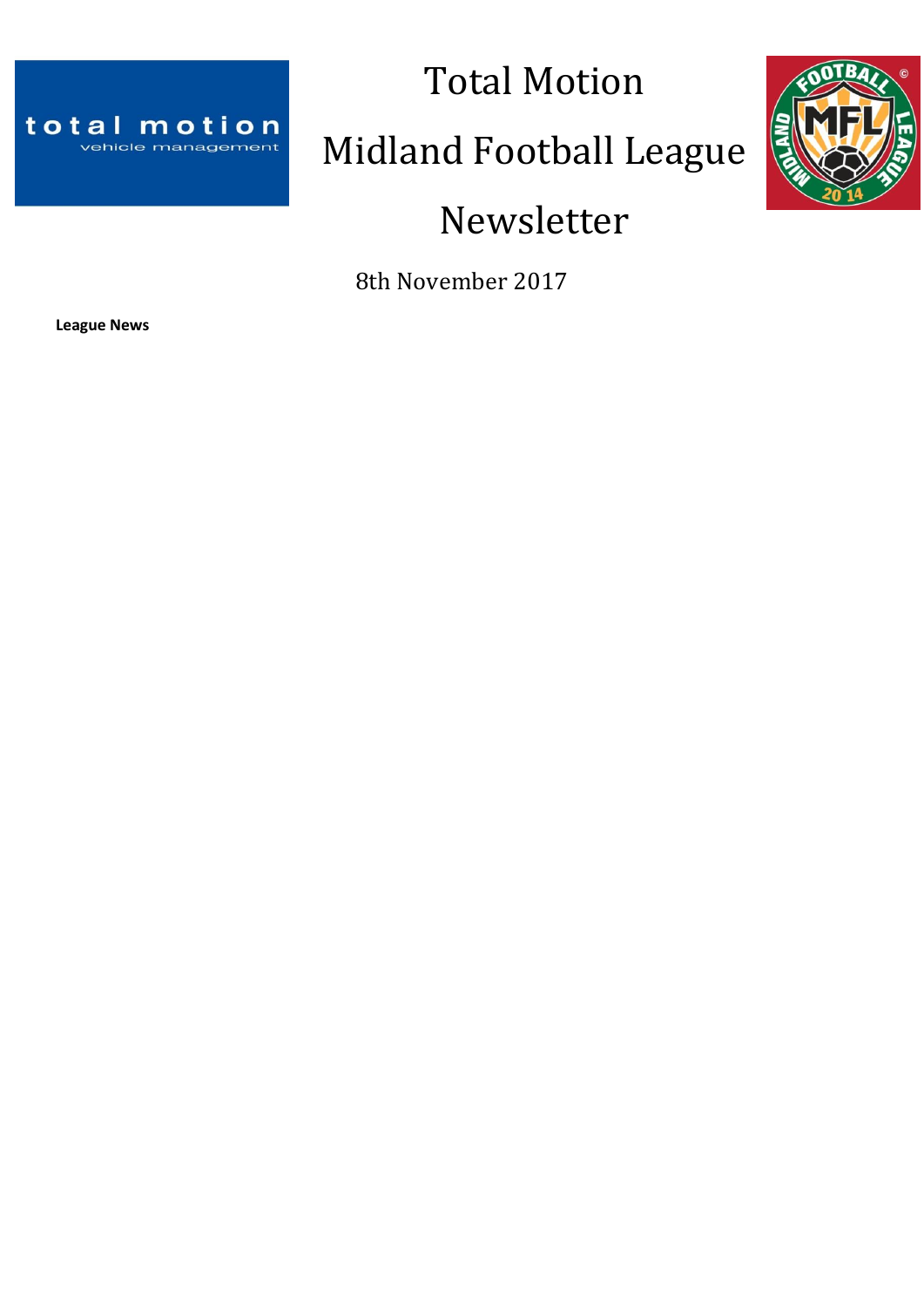# Total Motion

# Midland Football League

# Newsletter

8th November 2017

**League News**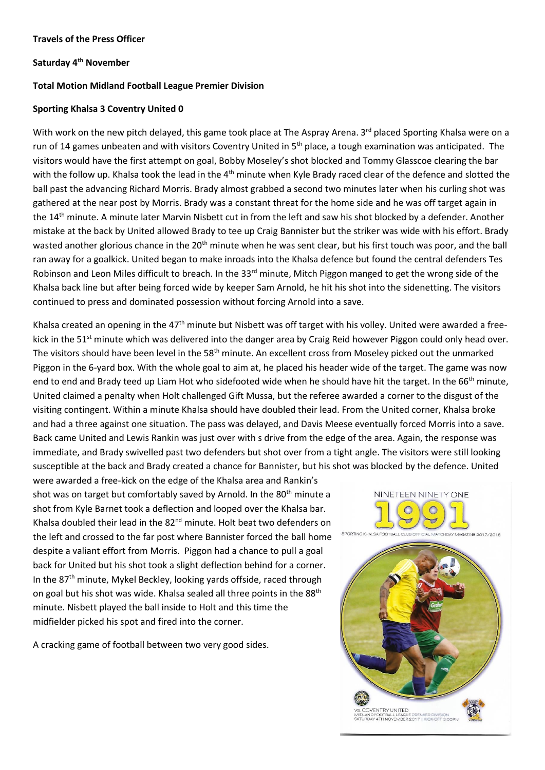**Travels of the Press Officer**

**Saturday 4th November**

**Total Motion Midland Football League Premier Division**

**Sporting Khalsa 3 Coventry United 0**

With work on the new pitch delayed, this game took place at The Aspray Arena. 3rd placed Sporting Khalsa were on a run of 14 games unbeaten and with visitors Coventry United in 5th place, a tough examination was anticipated. The visitors would have the first attempt on goal, Bobby Moseley's shot blocked and Tommy Glasscoe clearing the bar with the follow up. Khalsa took the lead in the 4th minute when Kyle Brady raced clear of the defence and slotted the ball past the advancing Richard Morris. Brady almost grabbed a second two minutes later when his curling shot was gathered at the near post by Morris. Brady was a constant threat for the home side and he was off target again in the 14th minute. A minute later Marvin Nisbett cut in from the left and saw his shot blocked by a defender. Another mistake at the back by United allowed Brady to tee up Craig Bannister but the striker was wide with his effort. Brady wasted another glorious chance in the 20th minute when he was sent clear, but his first touch was poor, and the ball ran away for a goalkick. United began to make inroads into the Khalsa defence but found the central defenders Tes Robinson and Leon Miles difficult to breach. In the 33rd minute, Mitch Piggon manged to get the wrong side of the Khalsa back line but after being forced wide by keeper Sam Arnold, he hit his shot into the sidenetting. The visitors continued to press and dominated possession without forcing Arnold into a save.

Khalsa created an opening in the 47th minute but Nisbett was off target with his volley. United were awarded a free-kick in the 51st minute which was delivered into the danger area by Craig Reid however Piggon could only head over. The visitors should have been level in the 58th minute. An excellent cross from Moseley picked out the unmarked Piggon in the 6-yard box. With the whole goal to aim at, he placed his header wide of the target. The game was now end to end and Brady teed up Liam Hot who sidefooted wide when he should have hit the target. In the 66th minute, United claimed a penalty when Holt challenged Gift Mussa, but the referee awarded a corner to the disgust of the visiting contingent. Within a minute Khalsa should have doubled their lead. From the United corner, Khalsa broke and had a three against one situation. The pass was delayed, and Davis Meese eventually forced Morris into a save. Back came United and Lewis Rankin was just over with s drive from the edge of the area. Again, the response was immediate, and Brady swivelled past two defenders but shot over from a tight angle. The visitors were still looking susceptible at the back and Brady created a chance for Bannister, but his shot was blocked by the defence. United were awarded a free-kick on the edge of the Khalsa area and Rankin's shot was on target but comfortably saved by Arnold. In the 80th minute a shot from Kyle Barnet took a deflection and looped over the Khalsa bar. Khalsa doubled their lead in the 82nd minute. Holt beat two defenders on the left and crossed to the far post where Bannister forced the ball home despite a valiant effort from Morris. Piggon had a chance to pull a goal back for United but his shot took a slight deflection behind for a corner. In the 87th minute, Mykel Beckley, looking yards offside, raced through on goal but his shot was wide. Khalsa sealed all three points in the 88th minute. Nisbett played the ball inside to Holt and this time the midfielder picked his spot and fired into the corner.

A cracking game of football between two very good sides.

NINETEEN NINETY ONE

1991

SPORTING KHALSA FOOTBALL CLUB OFFICIAL MATCHDAY MAGAZINE 2017/2018

VS. COVENTRY UNITED
MIDLAND FOOTBALL LEAGUE PREMIER DIVISION
SATURDAY 4TH NOVEMBER 2017 | KICK-OFF 3.00PM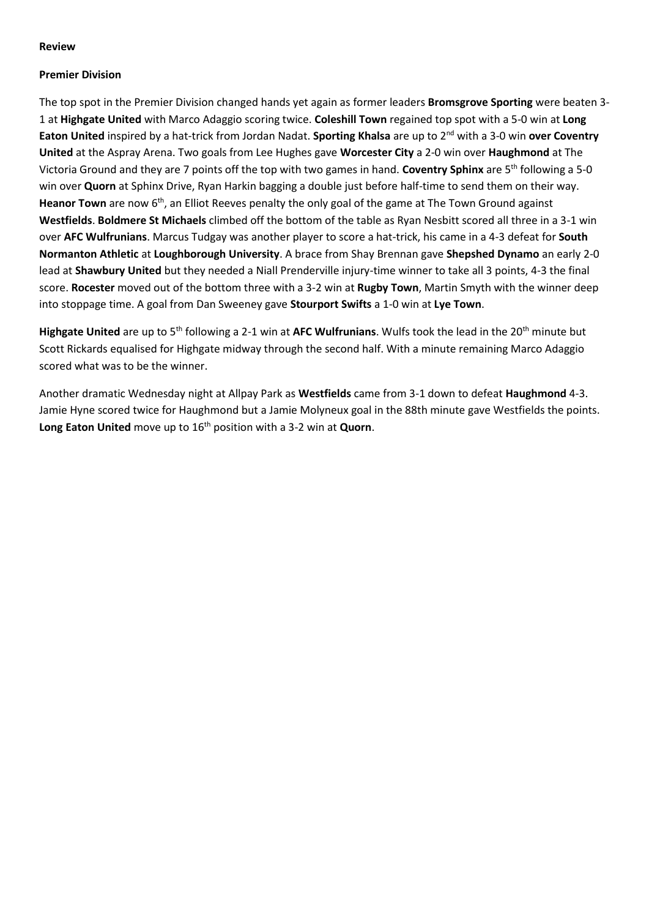**Review**

**Premier Division**

The top spot in the Premier Division changed hands yet again as former leaders **Bromsgrove Sporting** were beaten 3-1 at **Highgate United** with Marco Adaggio scoring twice. **Coleshill Town** regained top spot with a 5-0 win at **Long Eaton United** inspired by a hat-trick from Jordan Nadat. **Sporting Khalsa** are up to 2nd with a 3-0 win **over Coventry United** at the Aspray Arena. Two goals from Lee Hughes gave **Worcester City** a 2-0 win over **Haughmond** at The Victoria Ground and they are 7 points off the top with two games in hand. **Coventry Sphinx** are 5th following a 5-0 win over **Quorn** at Sphinx Drive, Ryan Harkin bagging a double just before half-time to send them on their way. **Heanor Town** are now 6th, an Elliot Reeves penalty the only goal of the game at The Town Ground against **Westfields**. **Boldmere St Michaels** climbed off the bottom of the table as Ryan Nesbitt scored all three in a 3-1 win over **AFC Wulfrunians**. Marcus Tudgay was another player to score a hat-trick, his came in a 4-3 defeat for **South Normanton Athletic** at **Loughborough University**. A brace from Shay Brennan gave **Shepshed Dynamo** an early 2-0 lead at **Shawbury United** but they needed a Niall Prenderville injury-time winner to take all 3 points, 4-3 the final score. **Rocester** moved out of the bottom three with a 3-2 win at **Rugby Town**, Martin Smyth with the winner deep into stoppage time. A goal from Dan Sweeney gave **Stourport Swifts** a 1-0 win at **Lye Town**.

**Highgate United** are up to 5th following a 2-1 win at **AFC Wulfrunians**. Wulfs took the lead in the 20th minute but Scott Rickards equalised for Highgate midway through the second half. With a minute remaining Marco Adaggio scored what was to be the winner.

Another dramatic Wednesday night at Allpay Park as **Westfields** came from 3-1 down to defeat **Haughmond** 4-3. Jamie Hyne scored twice for Haughmond but a Jamie Molyneux goal in the 88th minute gave Westfields the points. **Long Eaton United** move up to 16th position with a 3-2 win at **Quorn**.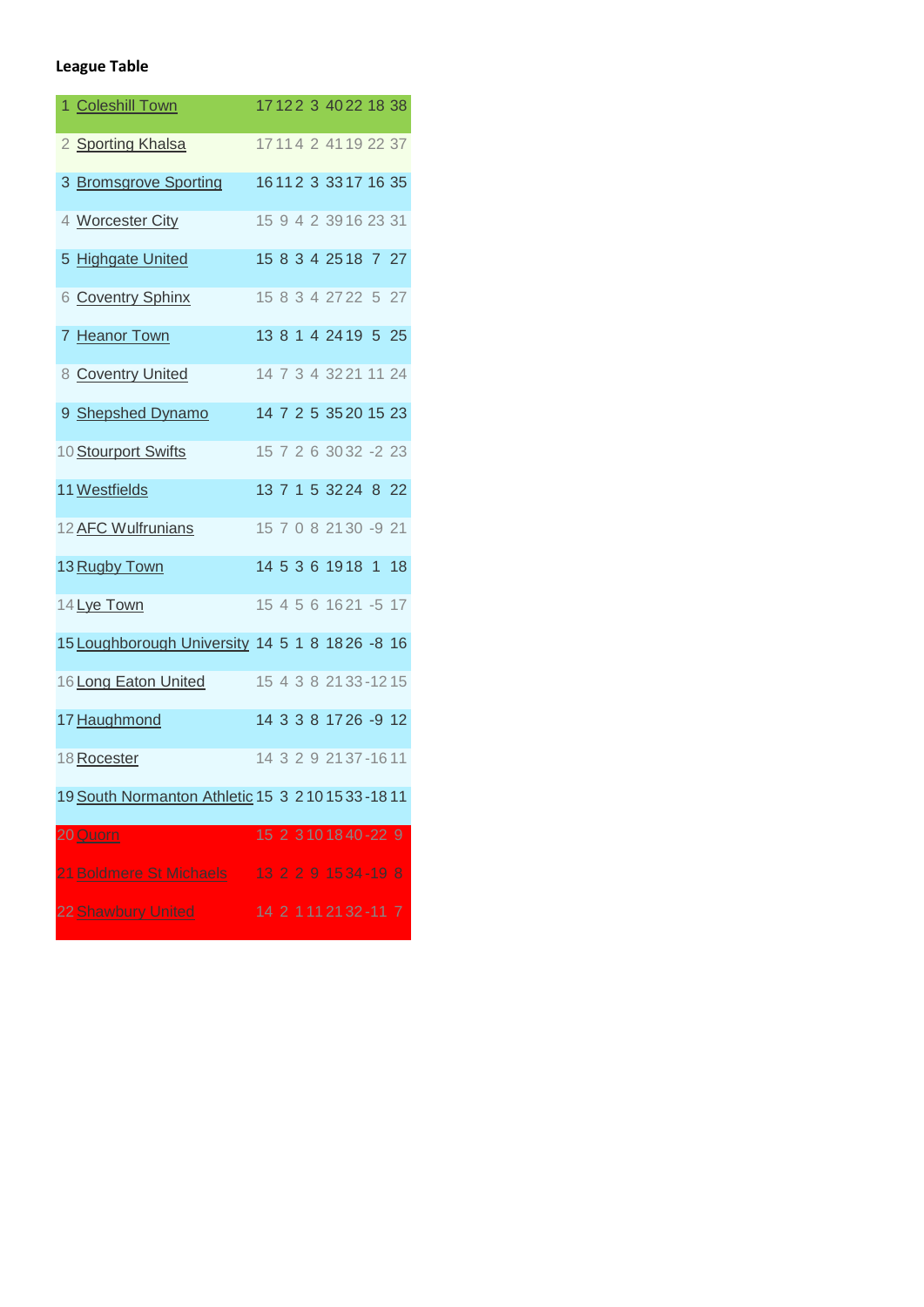**League Table**

| | | | | | | | | | |
|---|---|---|---|---|---|---|---|---|---|
| 1 | Coleshill Town | 17 | 12 | 2 | 3 | 40 | 22 | 18 | 38 |
| 2 | Sporting Khalsa | 17 | 11 | 4 | 2 | 41 | 19 | 22 | 37 |
| 3 | Bromsgrove Sporting | 16 | 11 | 2 | 3 | 33 | 17 | 16 | 35 |
| 4 | Worcester City | 15 | 9 | 4 | 2 | 39 | 16 | 23 | 31 |
| 5 | Highgate United | 15 | 8 | 3 | 4 | 25 | 18 | 7 | 27 |
| 6 | Coventry Sphinx | 15 | 8 | 3 | 4 | 27 | 22 | 5 | 27 |
| 7 | Heanor Town | 13 | 8 | 1 | 4 | 24 | 19 | 5 | 25 |
| 8 | Coventry United | 14 | 7 | 3 | 4 | 32 | 21 | 11 | 24 |
| 9 | Shepshed Dynamo | 14 | 7 | 2 | 5 | 35 | 20 | 15 | 23 |
| 10 | Stourport Swifts | 15 | 7 | 2 | 6 | 30 | 32 | -2 | 23 |
| 11 | Westfields | 13 | 7 | 1 | 5 | 32 | 24 | 8 | 22 |
| 12 | AFC Wulfrunians | 15 | 7 | 0 | 8 | 21 | 30 | -9 | 21 |
| 13 | Rugby Town | 14 | 5 | 3 | 6 | 19 | 18 | 1 | 18 |
| 14 | Lye Town | 15 | 4 | 5 | 6 | 16 | 21 | -5 | 17 |
| 15 | Loughborough University | 14 | 5 | 1 | 8 | 18 | 26 | -8 | 16 |
| 16 | Long Eaton United | 15 | 4 | 3 | 8 | 21 | 33 | -12 | 15 |
| 17 | Haughmond | 14 | 3 | 3 | 8 | 17 | 26 | -9 | 12 |
| 18 | Rocester | 14 | 3 | 2 | 9 | 21 | 37 | -16 | 11 |
| 19 | South Normanton Athletic | 15 | 3 | 2 | 10 | 15 | 33 | -18 | 11 |
| 20 | Quorn | 15 | 2 | 3 | 10 | 18 | 40 | -22 | 9 |
| 21 | Boldmere St Michaels | 13 | 2 | 2 | 9 | 15 | 34 | -19 | 8 |
| 22 | Shawbury United | 14 | 2 | 1 | 11 | 21 | 32 | -11 | 7 |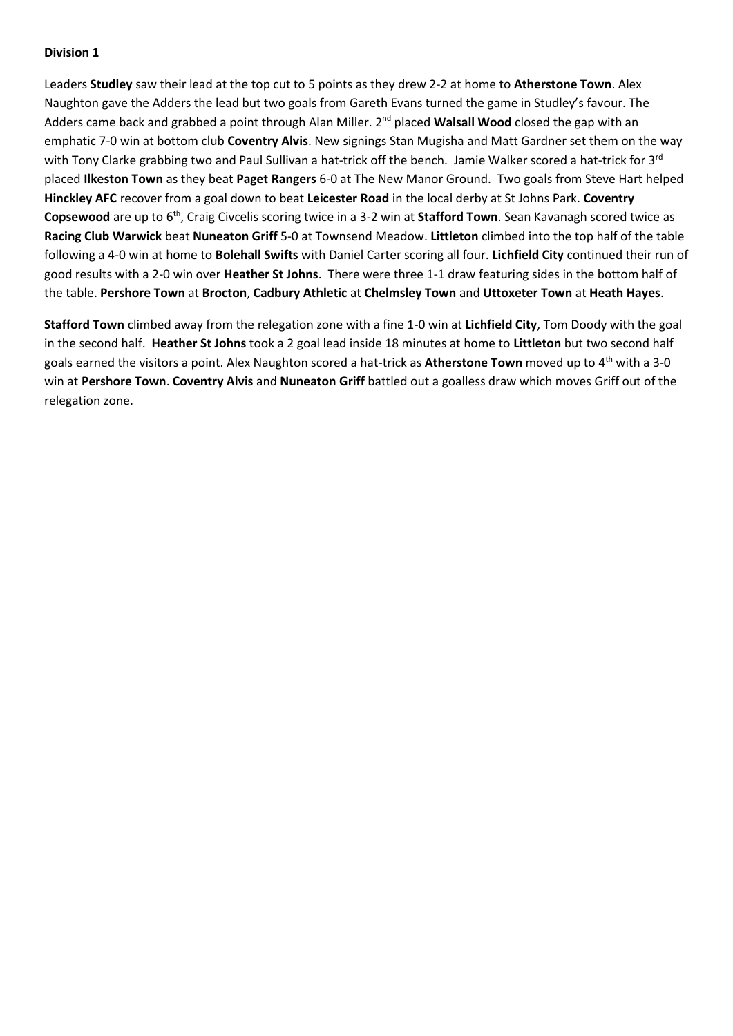**Division 1**

Leaders **Studley** saw their lead at the top cut to 5 points as they drew 2-2 at home to **Atherstone Town**. Alex Naughton gave the Adders the lead but two goals from Gareth Evans turned the game in Studley's favour. The Adders came back and grabbed a point through Alan Miller. 2nd placed **Walsall Wood** closed the gap with an emphatic 7-0 win at bottom club **Coventry Alvis**. New signings Stan Mugisha and Matt Gardner set them on the way with Tony Clarke grabbing two and Paul Sullivan a hat-trick off the bench. Jamie Walker scored a hat-trick for 3rd placed **Ilkeston Town** as they beat **Paget Rangers** 6-0 at The New Manor Ground. Two goals from Steve Hart helped **Hinckley AFC** recover from a goal down to beat **Leicester Road** in the local derby at St Johns Park. **Coventry Copsewood** are up to 6th, Craig Civcelis scoring twice in a 3-2 win at **Stafford Town**. Sean Kavanagh scored twice as **Racing Club Warwick** beat **Nuneaton Griff** 5-0 at Townsend Meadow. **Littleton** climbed into the top half of the table following a 4-0 win at home to **Bolehall Swifts** with Daniel Carter scoring all four. **Lichfield City** continued their run of good results with a 2-0 win over **Heather St Johns**. There were three 1-1 draw featuring sides in the bottom half of the table. **Pershore Town** at **Brocton**, **Cadbury Athletic** at **Chelmsley Town** and **Uttoxeter Town** at **Heath Hayes**.

**Stafford Town** climbed away from the relegation zone with a fine 1-0 win at **Lichfield City**, Tom Doody with the goal in the second half. **Heather St Johns** took a 2 goal lead inside 18 minutes at home to **Littleton** but two second half goals earned the visitors a point. Alex Naughton scored a hat-trick as **Atherstone Town** moved up to 4th with a 3-0 win at **Pershore Town**. **Coventry Alvis** and **Nuneaton Griff** battled out a goalless draw which moves Griff out of the relegation zone.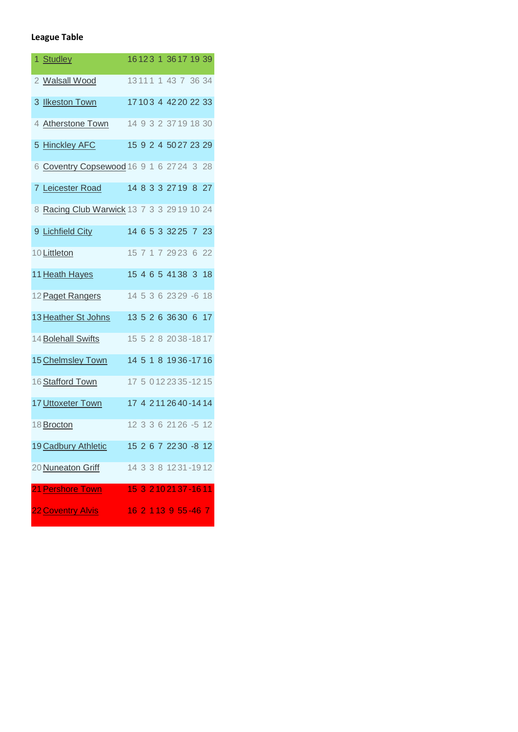**League Table**

| Pos | Team | P | W | D | L | F | A | GD | Pts |
|---|---|---|---|---|---|---|---|---|---|
| 1 | Studley | 16 | 12 | 3 | 1 | 36 | 17 | 19 | 39 |
| 2 | Walsall Wood | 13 | 11 | 1 | 1 | 43 | 7 | 36 | 34 |
| 3 | Ilkeston Town | 17 | 10 | 3 | 4 | 42 | 20 | 22 | 33 |
| 4 | Atherstone Town | 14 | 9 | 3 | 2 | 37 | 19 | 18 | 30 |
| 5 | Hinckley AFC | 15 | 9 | 2 | 4 | 50 | 27 | 23 | 29 |
| 6 | Coventry Copsewood | 16 | 9 | 1 | 6 | 27 | 24 | 3 | 28 |
| 7 | Leicester Road | 14 | 8 | 3 | 3 | 27 | 19 | 8 | 27 |
| 8 | Racing Club Warwick | 13 | 7 | 3 | 3 | 29 | 19 | 10 | 24 |
| 9 | Lichfield City | 14 | 6 | 5 | 3 | 32 | 25 | 7 | 23 |
| 10 | Littleton | 15 | 7 | 1 | 7 | 29 | 23 | 6 | 22 |
| 11 | Heath Hayes | 15 | 4 | 6 | 5 | 41 | 38 | 3 | 18 |
| 12 | Paget Rangers | 14 | 5 | 3 | 6 | 23 | 29 | -6 | 18 |
| 13 | Heather St Johns | 13 | 5 | 2 | 6 | 36 | 30 | 6 | 17 |
| 14 | Bolehall Swifts | 15 | 5 | 2 | 8 | 20 | 38 | -18 | 17 |
| 15 | Chelmsley Town | 14 | 5 | 1 | 8 | 19 | 36 | -17 | 16 |
| 16 | Stafford Town | 17 | 5 | 0 | 12 | 23 | 35 | -12 | 15 |
| 17 | Uttoxeter Town | 17 | 4 | 2 | 11 | 26 | 40 | -14 | 14 |
| 18 | Brocton | 12 | 3 | 3 | 6 | 21 | 26 | -5 | 12 |
| 19 | Cadbury Athletic | 15 | 2 | 6 | 7 | 22 | 30 | -8 | 12 |
| 20 | Nuneaton Griff | 14 | 3 | 3 | 8 | 12 | 31 | -19 | 12 |
| 21 | Pershore Town | 15 | 3 | 2 | 10 | 21 | 37 | -16 | 11 |
| 22 | Coventry Alvis | 16 | 2 | 1 | 13 | 9 | 55 | -46 | 7 |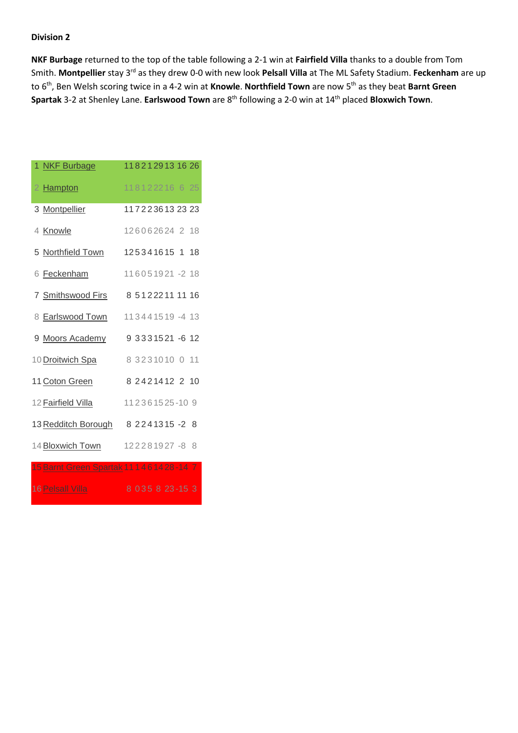**Division 2**

**NKF Burbage** returned to the top of the table following a 2-1 win at **Fairfield Villa** thanks to a double from Tom Smith. **Montpellier** stay 3rd as they drew 0-0 with new look **Pelsall Villa** at The ML Safety Stadium. **Feckenham** are up to 6th, Ben Welsh scoring twice in a 4-2 win at **Knowle**. **Northfield Town** are now 5th as they beat **Barnt Green Spartak** 3-2 at Shenley Lane. **Earlswood Town** are 8th following a 2-0 win at 14th placed **Bloxwich Town**.

| | | | | | | | | | |
|---|---|---|---|---|---|---|---|---|---|
| 1 | NKF Burbage | 11 | 8 | 2 | 1 | 29 | 13 | 16 | 26 |
| 2 | Hampton | 11 | 8 | 1 | 2 | 22 | 16 | 6 | 25 |
| 3 | Montpellier | 11 | 7 | 2 | 2 | 36 | 13 | 23 | 23 |
| 4 | Knowle | 12 | 6 | 0 | 6 | 26 | 24 | 2 | 18 |
| 5 | Northfield Town | 12 | 5 | 3 | 4 | 16 | 15 | 1 | 18 |
| 6 | Feckenham | 11 | 6 | 0 | 5 | 19 | 21 | -2 | 18 |
| 7 | Smithswood Firs | 8 | 5 | 1 | 2 | 22 | 11 | 11 | 16 |
| 8 | Earlswood Town | 11 | 3 | 4 | 4 | 15 | 19 | -4 | 13 |
| 9 | Moors Academy | 9 | 3 | 3 | 3 | 15 | 21 | -6 | 12 |
| 10 | Droitwich Spa | 8 | 3 | 2 | 3 | 10 | 10 | 0 | 11 |
| 11 | Coton Green | 8 | 2 | 4 | 2 | 14 | 12 | 2 | 10 |
| 12 | Fairfield Villa | 11 | 2 | 3 | 6 | 15 | 25 | -10 | 9 |
| 13 | Redditch Borough | 8 | 2 | 2 | 4 | 13 | 15 | -2 | 8 |
| 14 | Bloxwich Town | 12 | 2 | 2 | 8 | 19 | 27 | -8 | 8 |
| 15 | Barnt Green Spartak | 11 | 1 | 4 | 6 | 14 | 28 | -14 | 7 |
| 16 | Pelsall Villa | 8 | 0 | 3 | 5 | 8 | 23 | -15 | 3 |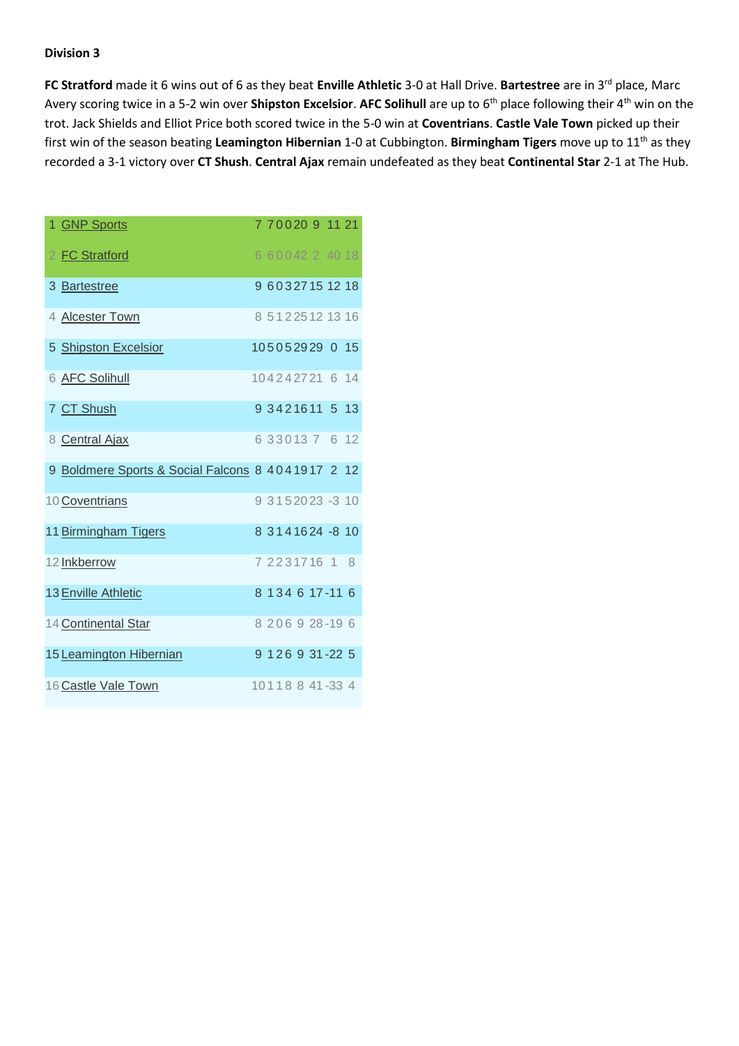**Division 3**

**FC Stratford** made it 6 wins out of 6 as they beat **Enville Athletic** 3-0 at Hall Drive. **Bartestree** are in 3rd place, Marc Avery scoring twice in a 5-2 win over **Shipston Excelsior**. **AFC Solihull** are up to 6th place following their 4th win on the trot. Jack Shields and Elliot Price both scored twice in the 5-0 win at **Coventrians**. **Castle Vale Town** picked up their first win of the season beating **Leamington Hibernian** 1-0 at Cubbington. **Birmingham Tigers** move up to 11th as they recorded a 3-1 victory over **CT Shush**. **Central Ajax** remain undefeated as they beat **Continental Star** 2-1 at The Hub.

| | | | | | | | | | |
|---|---|---|---|---|---|---|---|---|---|
| 1 | GNP Sports | 7 | 7 | 0 | 0 | 20 | 9 | 11 | 21 |
| 2 | FC Stratford | 6 | 6 | 0 | 0 | 42 | 2 | 40 | 18 |
| 3 | Bartestree | 9 | 6 | 0 | 3 | 27 | 15 | 12 | 18 |
| 4 | Alcester Town | 8 | 5 | 1 | 2 | 25 | 12 | 13 | 16 |
| 5 | Shipston Excelsior | 10 | 5 | 0 | 5 | 29 | 29 | 0 | 15 |
| 6 | AFC Solihull | 10 | 4 | 2 | 4 | 27 | 21 | 6 | 14 |
| 7 | CT Shush | 9 | 3 | 4 | 2 | 16 | 11 | 5 | 13 |
| 8 | Central Ajax | 6 | 3 | 3 | 0 | 13 | 7 | 6 | 12 |
| 9 | Boldmere Sports & Social Falcons | 8 | 4 | 0 | 4 | 19 | 17 | 2 | 12 |
| 10 | Coventrians | 9 | 3 | 1 | 5 | 20 | 23 | -3 | 10 |
| 11 | Birmingham Tigers | 8 | 3 | 1 | 4 | 16 | 24 | -8 | 10 |
| 12 | Inkberrow | 7 | 2 | 2 | 3 | 17 | 16 | 1 | 8 |
| 13 | Enville Athletic | 8 | 1 | 3 | 4 | 6 | 17 | -11 | 6 |
| 14 | Continental Star | 8 | 2 | 0 | 6 | 9 | 28 | -19 | 6 |
| 15 | Leamington Hibernian | 9 | 1 | 2 | 6 | 9 | 31 | -22 | 5 |
| 16 | Castle Vale Town | 10 | 1 | 1 | 8 | 8 | 41 | -33 | 4 |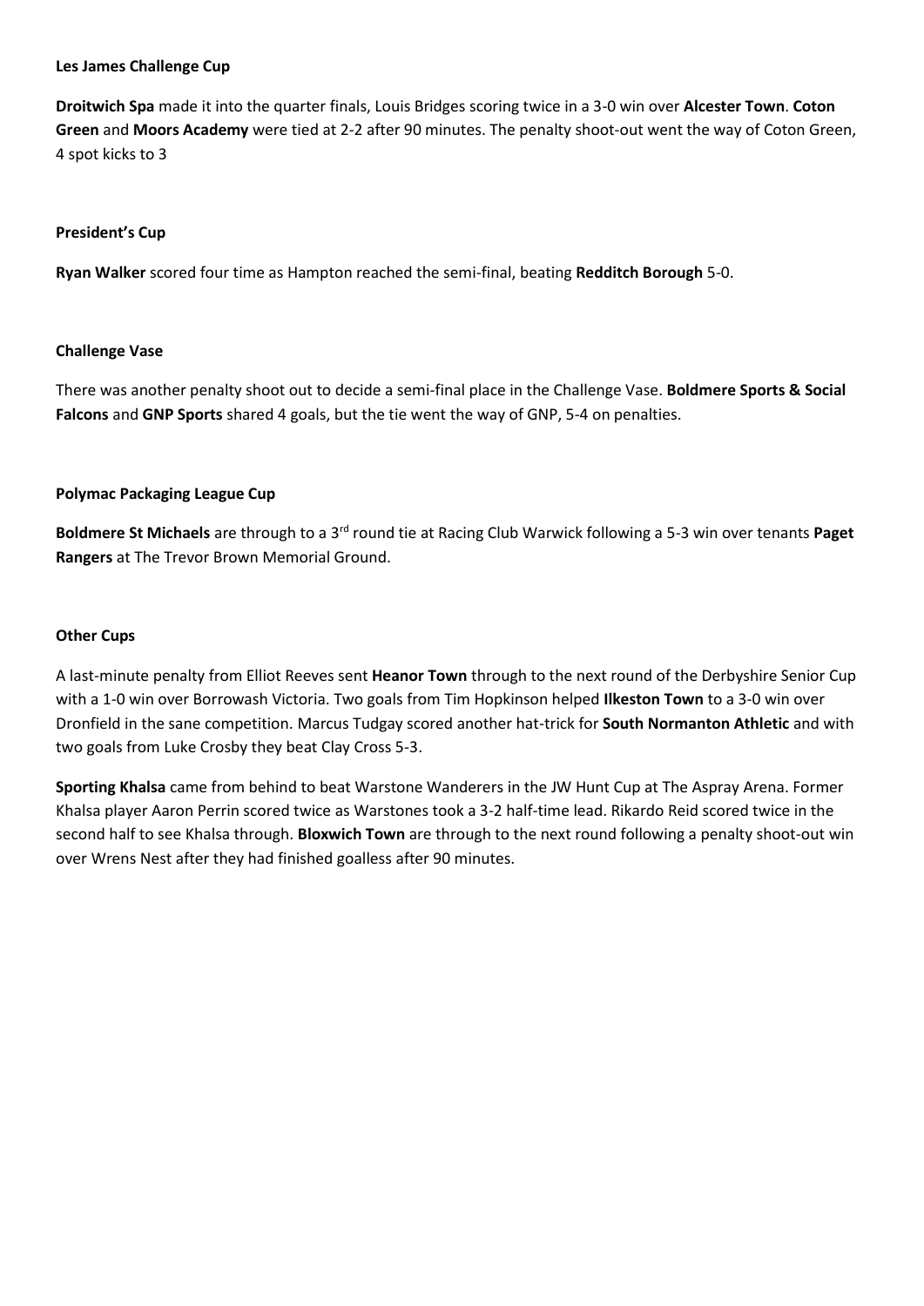**Les James Challenge Cup**

**Droitwich Spa** made it into the quarter finals, Louis Bridges scoring twice in a 3-0 win over **Alcester Town**. **Coton Green** and **Moors Academy** were tied at 2-2 after 90 minutes. The penalty shoot-out went the way of Coton Green, 4 spot kicks to 3

**President's Cup**

**Ryan Walker** scored four time as Hampton reached the semi-final, beating **Redditch Borough** 5-0.

**Challenge Vase**

There was another penalty shoot out to decide a semi-final place in the Challenge Vase. **Boldmere Sports & Social Falcons** and **GNP Sports** shared 4 goals, but the tie went the way of GNP, 5-4 on penalties.

**Polymac Packaging League Cup**

**Boldmere St Michaels** are through to a 3rd round tie at Racing Club Warwick following a 5-3 win over tenants **Paget Rangers** at The Trevor Brown Memorial Ground.

**Other Cups**

A last-minute penalty from Elliot Reeves sent **Heanor Town** through to the next round of the Derbyshire Senior Cup with a 1-0 win over Borrowash Victoria. Two goals from Tim Hopkinson helped **Ilkeston Town** to a 3-0 win over Dronfield in the sane competition. Marcus Tudgay scored another hat-trick for **South Normanton Athletic** and with two goals from Luke Crosby they beat Clay Cross 5-3.

**Sporting Khalsa** came from behind to beat Warstone Wanderers in the JW Hunt Cup at The Aspray Arena. Former Khalsa player Aaron Perrin scored twice as Warstones took a 3-2 half-time lead. Rikardo Reid scored twice in the second half to see Khalsa through. **Bloxwich Town** are through to the next round following a penalty shoot-out win over Wrens Nest after they had finished goalless after 90 minutes.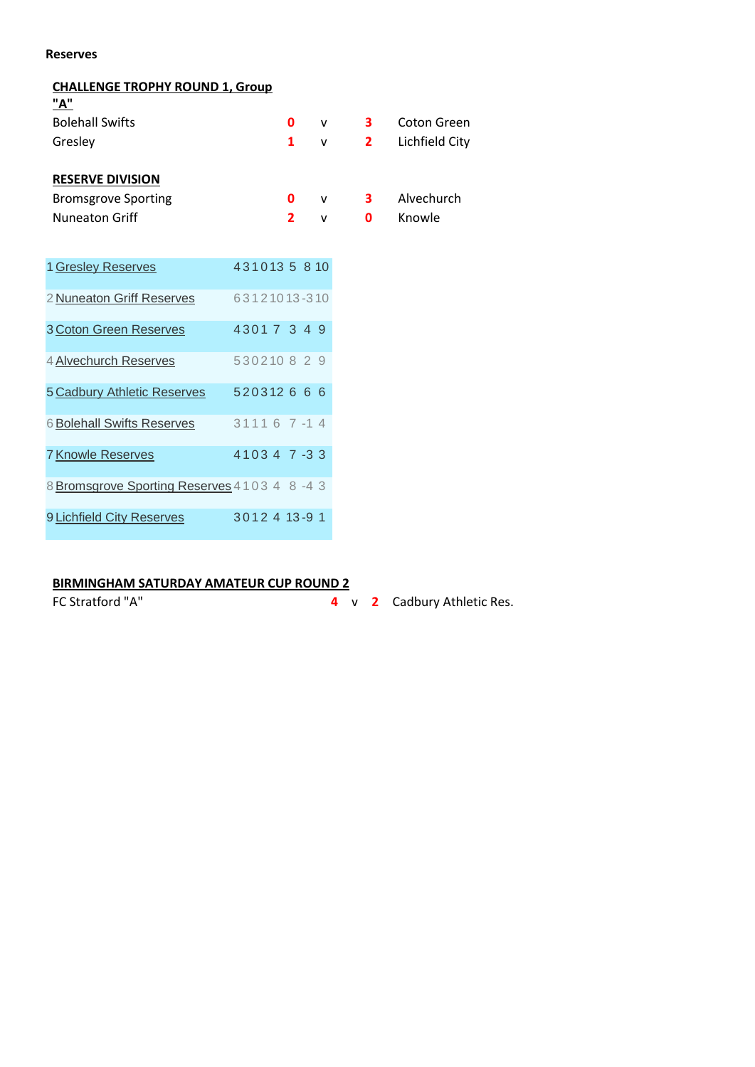**Reserves**

**CHALLENGE TROPHY ROUND 1, Group "A"**

| | | | | |
|---|---|---|---|---|
| Bolehall Swifts | 0 | v | 3 | Coton Green |
| Gresley | 1 | v | 2 | Lichfield City |

**RESERVE DIVISION**

| | | | | |
|---|---|---|---|---|
| Bromsgrove Sporting | 0 | v | 3 | Alvechurch |
| Nuneaton Griff | 2 | v | 0 | Knowle |

| | | | | | | | | | |
|---|---|---|---|---|---|---|---|---|---|
| 1 | Gresley Reserves | 4 | 3 | 1 | 0 | 13 | 5 | 8 | 10 |
| 2 | Nuneaton Griff Reserves | 6 | 3 | 1 | 2 | 10 | 13 | -3 | 10 |
| 3 | Coton Green Reserves | 4 | 3 | 0 | 1 | 7 | 3 | 4 | 9 |
| 4 | Alvechurch Reserves | 5 | 3 | 0 | 2 | 10 | 8 | 2 | 9 |
| 5 | Cadbury Athletic Reserves | 5 | 2 | 0 | 3 | 12 | 6 | 6 | 6 |
| 6 | Bolehall Swifts Reserves | 3 | 1 | 1 | 1 | 6 | 7 | -1 | 4 |
| 7 | Knowle Reserves | 4 | 1 | 0 | 3 | 4 | 7 | -3 | 3 |
| 8 | Bromsgrove Sporting Reserves | 4 | 1 | 0 | 3 | 4 | 8 | -4 | 3 |
| 9 | Lichfield City Reserves | 3 | 0 | 1 | 2 | 4 | 13 | -9 | 1 |

**BIRMINGHAM SATURDAY AMATEUR CUP ROUND 2**

| | | | | |
|---|---|---|---|---|
| FC Stratford "A" | 4 | v | 2 | Cadbury Athletic Res. |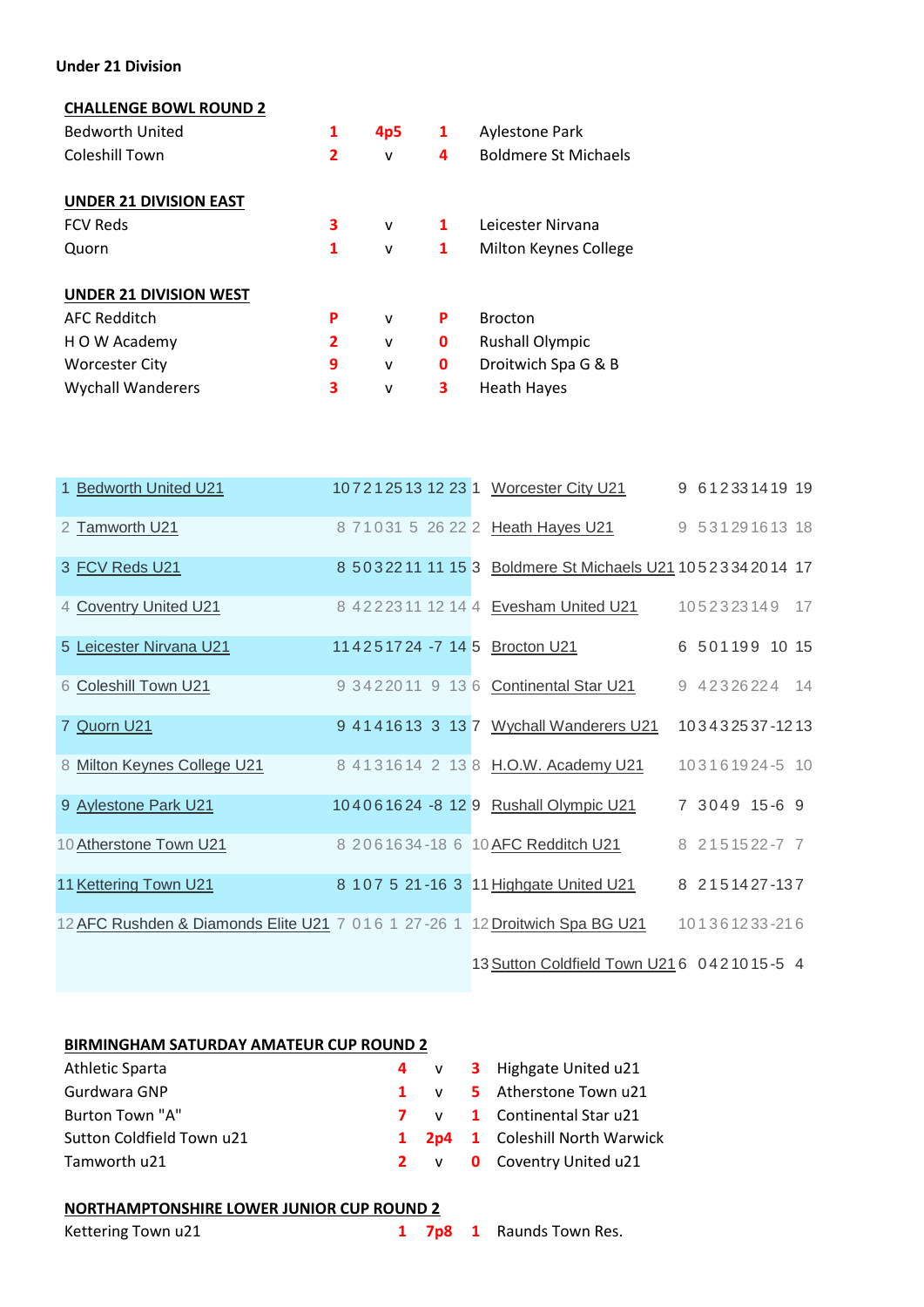**Under 21 Division**

**CHALLENGE BOWL ROUND 2**

| Home | | | | Away |
|---|---|---|---|---|
| Bedworth United | 1 | 4p5 | 1 | Aylestone Park |
| Coleshill Town | 2 | v | 4 | Boldmere St Michaels |

**UNDER 21 DIVISION EAST**

| Home | | | | Away |
|---|---|---|---|---|
| FCV Reds | 3 | v | 1 | Leicester Nirvana |
| Quorn | 1 | v | 1 | Milton Keynes College |

**UNDER 21 DIVISION WEST**

| Home | | | | Away |
|---|---|---|---|---|
| AFC Redditch | P | v | P | Brocton |
| H O W Academy | 2 | v | 0 | Rushall Olympic |
| Worcester City | 9 | v | 0 | Droitwich Spa G & B |
| Wychall Wanderers | 3 | v | 3 | Heath Hayes |

| Pos | Team | P | W | D | L | F | A | GD | Pts |
|---|---|---|---|---|---|---|---|---|---|
| 1 | Bedworth United U21 | 10 | 7 | 2 | 1 | 25 | 13 | 12 | 23 |
| 2 | Tamworth U21 | 8 | 7 | 1 | 0 | 31 | 5 | 26 | 22 |
| 3 | FCV Reds U21 | 8 | 5 | 0 | 3 | 22 | 11 | 11 | 15 |
| 4 | Coventry United U21 | 8 | 4 | 2 | 2 | 23 | 11 | 12 | 14 |
| 5 | Leicester Nirvana U21 | 11 | 4 | 2 | 5 | 17 | 24 | -7 | 14 |
| 6 | Coleshill Town U21 | 9 | 3 | 4 | 2 | 20 | 11 | 9 | 13 |
| 7 | Quorn U21 | 9 | 4 | 1 | 4 | 16 | 13 | 3 | 13 |
| 8 | Milton Keynes College U21 | 8 | 4 | 1 | 3 | 16 | 14 | 2 | 13 |
| 9 | Aylestone Park U21 | 10 | 4 | 0 | 6 | 16 | 24 | -8 | 12 |
| 10 | Atherstone Town U21 | 8 | 2 | 0 | 6 | 16 | 34 | -18 | 6 |
| 11 | Kettering Town U21 | 8 | 1 | 0 | 7 | 5 | 21 | -16 | 3 |
| 12 | AFC Rushden & Diamonds Elite U21 | 7 | 0 | 1 | 6 | 1 | 27 | -26 | 1 |

| Pos | Team | P | W | D | L | F | A | GD | Pts |
|---|---|---|---|---|---|---|---|---|---|
| 1 | Worcester City U21 | 9 | 6 | 1 | 2 | 33 | 14 | 19 | 19 |
| 2 | Heath Hayes U21 | 9 | 5 | 3 | 1 | 29 | 16 | 13 | 18 |
| 3 | Boldmere St Michaels U21 | 10 | 5 | 2 | 3 | 34 | 20 | 14 | 17 |
| 4 | Evesham United U21 | 10 | 5 | 2 | 3 | 23 | 14 | 9 | 17 |
| 5 | Brocton U21 | 6 | 5 | 0 | 1 | 19 | 9 | 10 | 15 |
| 6 | Continental Star U21 | 9 | 4 | 2 | 3 | 26 | 22 | 4 | 14 |
| 7 | Wychall Wanderers U21 | 10 | 3 | 4 | 3 | 25 | 37 | -12 | 13 |
| 8 | H.O.W. Academy U21 | 10 | 3 | 1 | 6 | 19 | 24 | -5 | 10 |
| 9 | Rushall Olympic U21 | 7 | 3 | 0 | 4 | 9 | 15 | -6 | 9 |
| 10 | AFC Redditch U21 | 8 | 2 | 1 | 5 | 15 | 22 | -7 | 7 |
| 11 | Highgate United U21 | 8 | 2 | 1 | 5 | 14 | 27 | -13 | 7 |
| 12 | Droitwich Spa BG U21 | 10 | 1 | 3 | 6 | 12 | 33 | -21 | 6 |
| 13 | Sutton Coldfield Town U21 | 6 | 0 | 4 | 2 | 10 | 15 | -5 | 4 |

**BIRMINGHAM SATURDAY AMATEUR CUP ROUND 2**

| Home | | | | Away |
|---|---|---|---|---|
| Athletic Sparta | 4 | v | 3 | Highgate United u21 |
| Gurdwara GNP | 1 | v | 5 | Atherstone Town u21 |
| Burton Town "A" | 7 | v | 1 | Continental Star u21 |
| Sutton Coldfield Town u21 | 1 | 2p4 | 1 | Coleshill North Warwick |
| Tamworth u21 | 2 | v | 0 | Coventry United u21 |

**NORTHAMPTONSHIRE LOWER JUNIOR CUP ROUND 2**

| Home | | | | Away |
|---|---|---|---|---|
| Kettering Town u21 | 1 | 7p8 | 1 | Raunds Town Res. |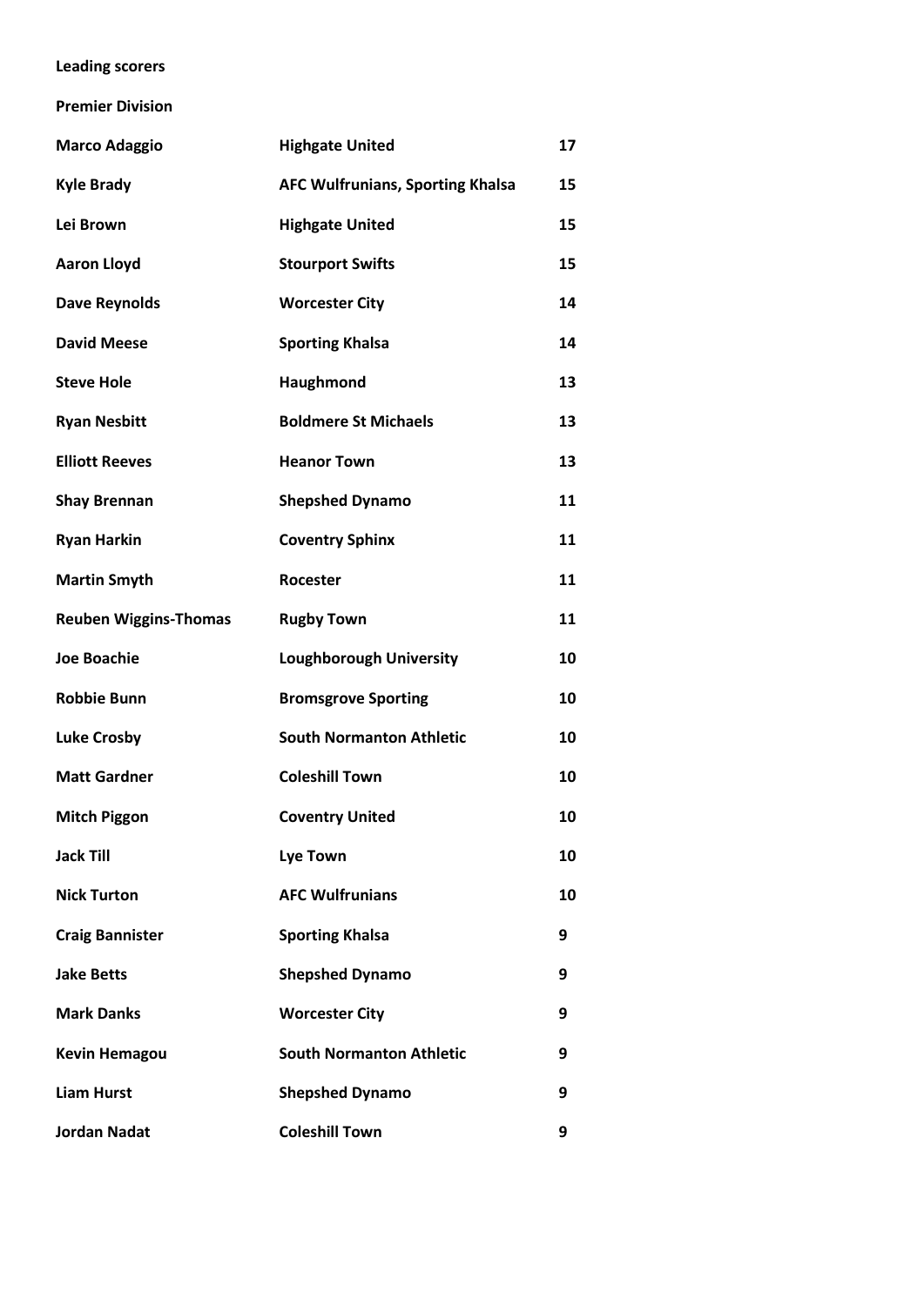**Leading scorers**

**Premier Division**

| Player | Club | Goals |
|---|---|---|
| Marco Adaggio | Highgate United | 17 |
| Kyle Brady | AFC Wulfrunians, Sporting Khalsa | 15 |
| Lei Brown | Highgate United | 15 |
| Aaron Lloyd | Stourport Swifts | 15 |
| Dave Reynolds | Worcester City | 14 |
| David Meese | Sporting Khalsa | 14 |
| Steve Hole | Haughmond | 13 |
| Ryan Nesbitt | Boldmere St Michaels | 13 |
| Elliott Reeves | Heanor Town | 13 |
| Shay Brennan | Shepshed Dynamo | 11 |
| Ryan Harkin | Coventry Sphinx | 11 |
| Martin Smyth | Rocester | 11 |
| Reuben Wiggins-Thomas | Rugby Town | 11 |
| Joe Boachie | Loughborough University | 10 |
| Robbie Bunn | Bromsgrove Sporting | 10 |
| Luke Crosby | South Normanton Athletic | 10 |
| Matt Gardner | Coleshill Town | 10 |
| Mitch Piggon | Coventry United | 10 |
| Jack Till | Lye Town | 10 |
| Nick Turton | AFC Wulfrunians | 10 |
| Craig Bannister | Sporting Khalsa | 9 |
| Jake Betts | Shepshed Dynamo | 9 |
| Mark Danks | Worcester City | 9 |
| Kevin Hemagou | South Normanton Athletic | 9 |
| Liam Hurst | Shepshed Dynamo | 9 |
| Jordan Nadat | Coleshill Town | 9 |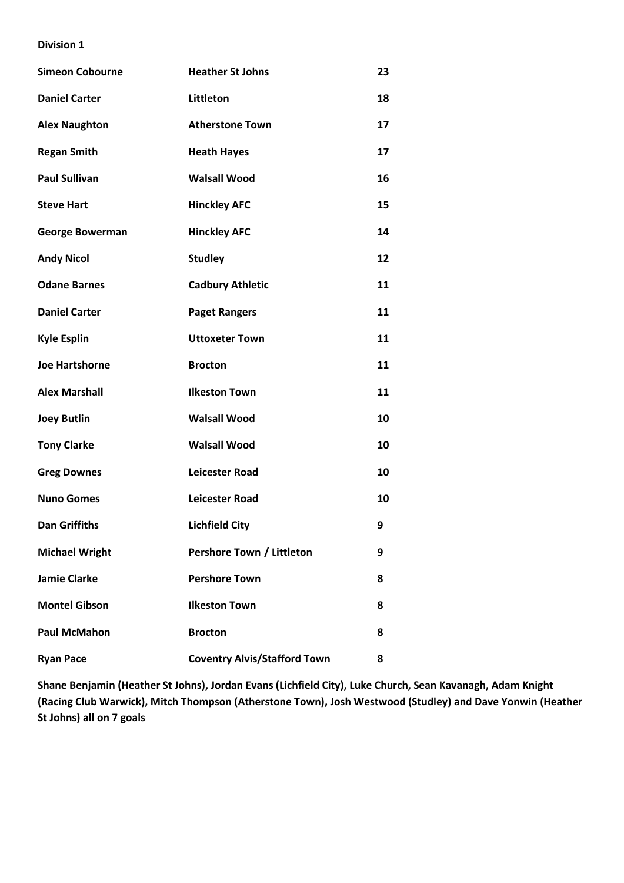**Division 1**

| | | |
|---|---|---|
| **Simeon Cobourne** | **Heather St Johns** | **23** |
| **Daniel Carter** | **Littleton** | **18** |
| **Alex Naughton** | **Atherstone Town** | **17** |
| **Regan Smith** | **Heath Hayes** | **17** |
| **Paul Sullivan** | **Walsall Wood** | **16** |
| **Steve Hart** | **Hinckley AFC** | **15** |
| **George Bowerman** | **Hinckley AFC** | **14** |
| **Andy Nicol** | **Studley** | **12** |
| **Odane Barnes** | **Cadbury Athletic** | **11** |
| **Daniel Carter** | **Paget Rangers** | **11** |
| **Kyle Esplin** | **Uttoxeter Town** | **11** |
| **Joe Hartshorne** | **Brocton** | **11** |
| **Alex Marshall** | **Ilkeston Town** | **11** |
| **Joey Butlin** | **Walsall Wood** | **10** |
| **Tony Clarke** | **Walsall Wood** | **10** |
| **Greg Downes** | **Leicester Road** | **10** |
| **Nuno Gomes** | **Leicester Road** | **10** |
| **Dan Griffiths** | **Lichfield City** | **9** |
| **Michael Wright** | **Pershore Town / Littleton** | **9** |
| **Jamie Clarke** | **Pershore Town** | **8** |
| **Montel Gibson** | **Ilkeston Town** | **8** |
| **Paul McMahon** | **Brocton** | **8** |
| **Ryan Pace** | **Coventry Alvis/Stafford Town** | **8** |

**Shane Benjamin (Heather St Johns), Jordan Evans (Lichfield City), Luke Church, Sean Kavanagh, Adam Knight (Racing Club Warwick), Mitch Thompson (Atherstone Town), Josh Westwood (Studley) and Dave Yonwin (Heather St Johns) all on 7 goals**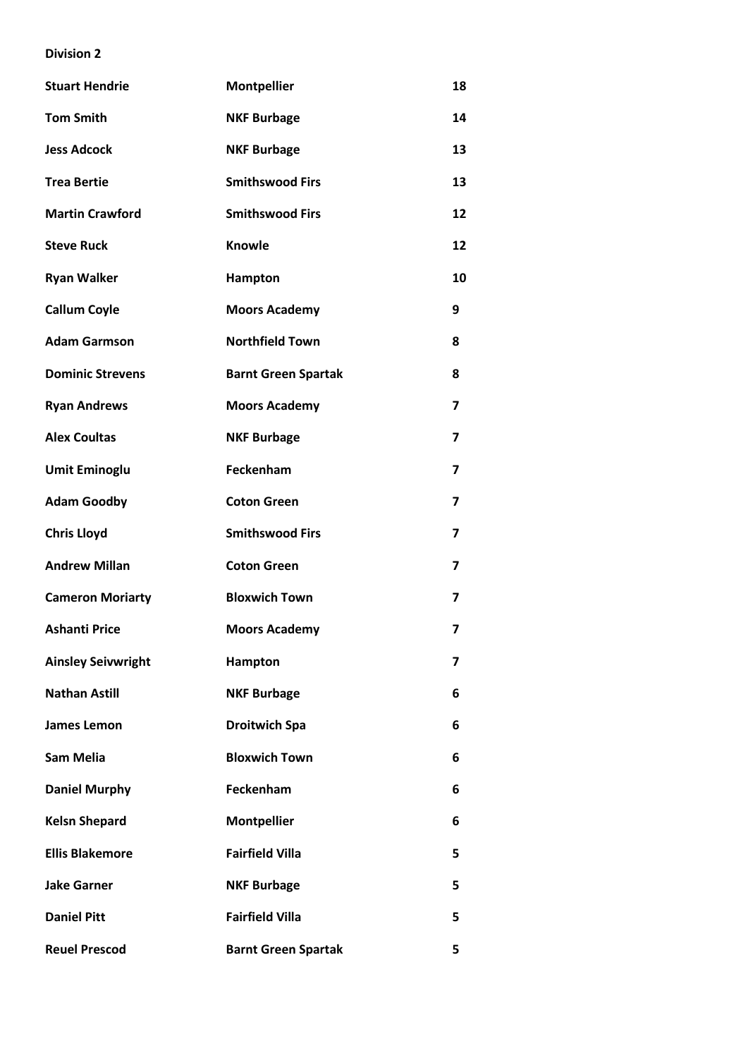**Division 2**

| | | |
|---|---|---|
| **Stuart Hendrie** | **Montpellier** | **18** |
| **Tom Smith** | **NKF Burbage** | **14** |
| **Jess Adcock** | **NKF Burbage** | **13** |
| **Trea Bertie** | **Smithswood Firs** | **13** |
| **Martin Crawford** | **Smithswood Firs** | **12** |
| **Steve Ruck** | **Knowle** | **12** |
| **Ryan Walker** | **Hampton** | **10** |
| **Callum Coyle** | **Moors Academy** | **9** |
| **Adam Garmson** | **Northfield Town** | **8** |
| **Dominic Strevens** | **Barnt Green Spartak** | **8** |
| **Ryan Andrews** | **Moors Academy** | **7** |
| **Alex Coultas** | **NKF Burbage** | **7** |
| **Umit Eminoglu** | **Feckenham** | **7** |
| **Adam Goodby** | **Coton Green** | **7** |
| **Chris Lloyd** | **Smithswood Firs** | **7** |
| **Andrew Millan** | **Coton Green** | **7** |
| **Cameron Moriarty** | **Bloxwich Town** | **7** |
| **Ashanti Price** | **Moors Academy** | **7** |
| **Ainsley Seivwright** | **Hampton** | **7** |
| **Nathan Astill** | **NKF Burbage** | **6** |
| **James Lemon** | **Droitwich Spa** | **6** |
| **Sam Melia** | **Bloxwich Town** | **6** |
| **Daniel Murphy** | **Feckenham** | **6** |
| **Kelsn Shepard** | **Montpellier** | **6** |
| **Ellis Blakemore** | **Fairfield Villa** | **5** |
| **Jake Garner** | **NKF Burbage** | **5** |
| **Daniel Pitt** | **Fairfield Villa** | **5** |
| **Reuel Prescod** | **Barnt Green Spartak** | **5** |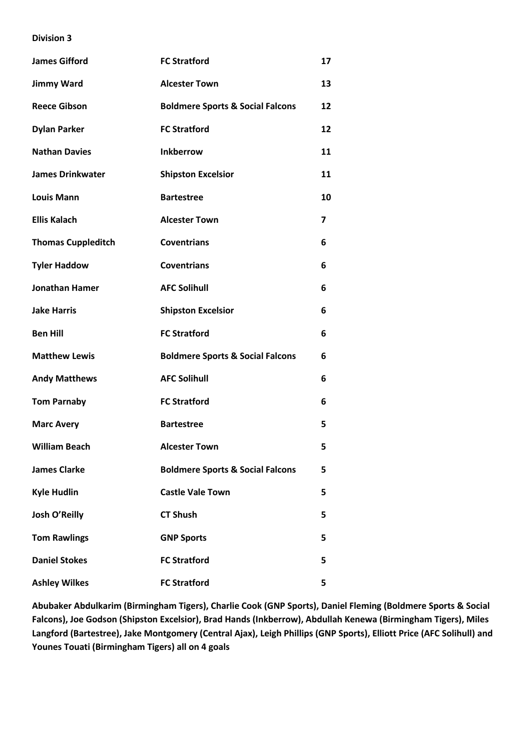**Division 3**

| | | |
|---|---|---|
| **James Gifford** | **FC Stratford** | **17** |
| **Jimmy Ward** | **Alcester Town** | **13** |
| **Reece Gibson** | **Boldmere Sports & Social Falcons** | **12** |
| **Dylan Parker** | **FC Stratford** | **12** |
| **Nathan Davies** | **Inkberrow** | **11** |
| **James Drinkwater** | **Shipston Excelsior** | **11** |
| **Louis Mann** | **Bartestree** | **10** |
| **Ellis Kalach** | **Alcester Town** | **7** |
| **Thomas Cuppleditch** | **Coventrians** | **6** |
| **Tyler Haddow** | **Coventrians** | **6** |
| **Jonathan Hamer** | **AFC Solihull** | **6** |
| **Jake Harris** | **Shipston Excelsior** | **6** |
| **Ben Hill** | **FC Stratford** | **6** |
| **Matthew Lewis** | **Boldmere Sports & Social Falcons** | **6** |
| **Andy Matthews** | **AFC Solihull** | **6** |
| **Tom Parnaby** | **FC Stratford** | **6** |
| **Marc Avery** | **Bartestree** | **5** |
| **William Beach** | **Alcester Town** | **5** |
| **James Clarke** | **Boldmere Sports & Social Falcons** | **5** |
| **Kyle Hudlin** | **Castle Vale Town** | **5** |
| **Josh O'Reilly** | **CT Shush** | **5** |
| **Tom Rawlings** | **GNP Sports** | **5** |
| **Daniel Stokes** | **FC Stratford** | **5** |
| **Ashley Wilkes** | **FC Stratford** | **5** |

**Abubaker Abdulkarim (Birmingham Tigers), Charlie Cook (GNP Sports), Daniel Fleming (Boldmere Sports & Social Falcons), Joe Godson (Shipston Excelsior), Brad Hands (Inkberrow), Abdullah Kenewa (Birmingham Tigers), Miles Langford (Bartestree), Jake Montgomery (Central Ajax), Leigh Phillips (GNP Sports), Elliott Price (AFC Solihull) and Younes Touati (Birmingham Tigers) all on 4 goals**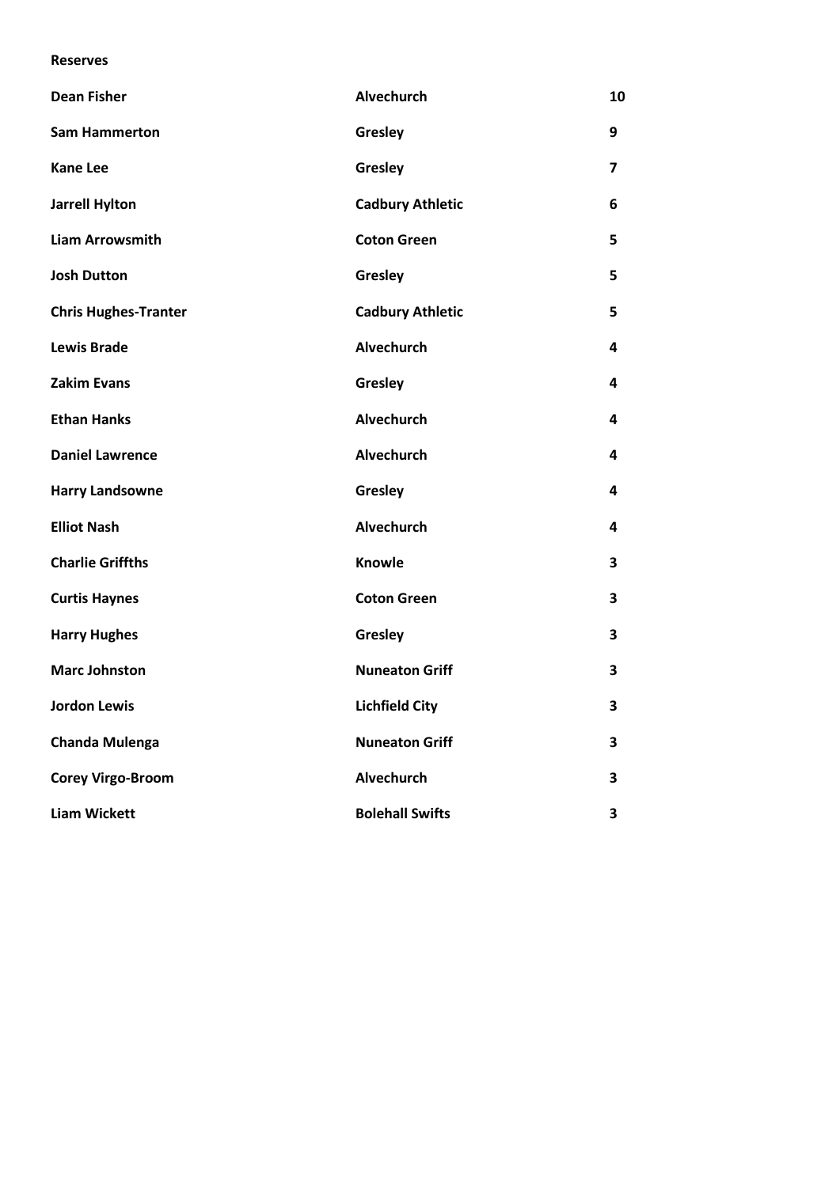**Reserves**

| | | |
|---|---|---|
| **Dean Fisher** | **Alvechurch** | **10** |
| **Sam Hammerton** | **Gresley** | **9** |
| **Kane Lee** | **Gresley** | **7** |
| **Jarrell Hylton** | **Cadbury Athletic** | **6** |
| **Liam Arrowsmith** | **Coton Green** | **5** |
| **Josh Dutton** | **Gresley** | **5** |
| **Chris Hughes-Tranter** | **Cadbury Athletic** | **5** |
| **Lewis Brade** | **Alvechurch** | **4** |
| **Zakim Evans** | **Gresley** | **4** |
| **Ethan Hanks** | **Alvechurch** | **4** |
| **Daniel Lawrence** | **Alvechurch** | **4** |
| **Harry Landsowne** | **Gresley** | **4** |
| **Elliot Nash** | **Alvechurch** | **4** |
| **Charlie Griffths** | **Knowle** | **3** |
| **Curtis Haynes** | **Coton Green** | **3** |
| **Harry Hughes** | **Gresley** | **3** |
| **Marc Johnston** | **Nuneaton Griff** | **3** |
| **Jordon Lewis** | **Lichfield City** | **3** |
| **Chanda Mulenga** | **Nuneaton Griff** | **3** |
| **Corey Virgo-Broom** | **Alvechurch** | **3** |
| **Liam Wickett** | **Bolehall Swifts** | **3** |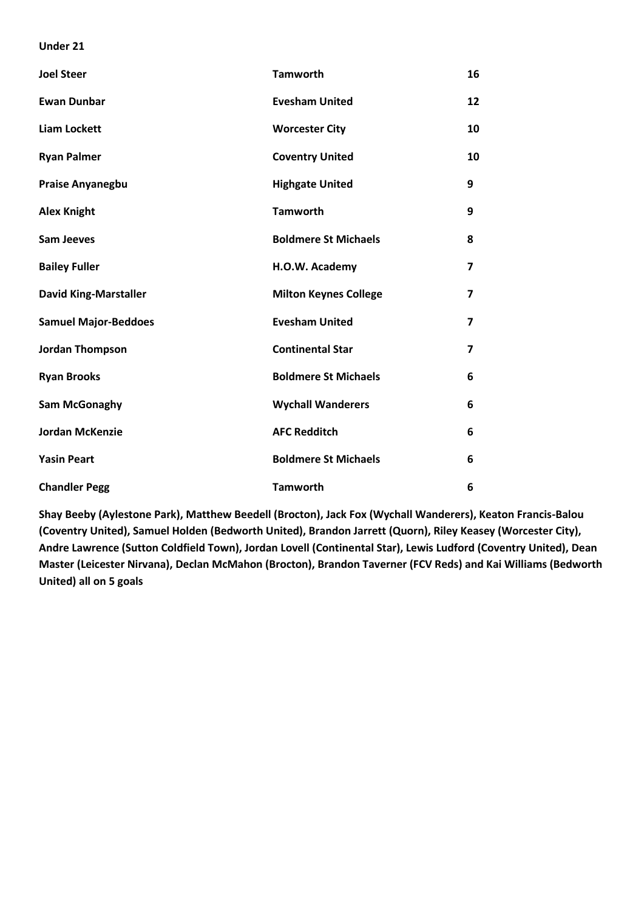**Under 21**

| | | |
|---|---|---|
| **Joel Steer** | **Tamworth** | **16** |
| **Ewan Dunbar** | **Evesham United** | **12** |
| **Liam Lockett** | **Worcester City** | **10** |
| **Ryan Palmer** | **Coventry United** | **10** |
| **Praise Anyanegbu** | **Highgate United** | **9** |
| **Alex Knight** | **Tamworth** | **9** |
| **Sam Jeeves** | **Boldmere St Michaels** | **8** |
| **Bailey Fuller** | **H.O.W. Academy** | **7** |
| **David King-Marstaller** | **Milton Keynes College** | **7** |
| **Samuel Major-Beddoes** | **Evesham United** | **7** |
| **Jordan Thompson** | **Continental Star** | **7** |
| **Ryan Brooks** | **Boldmere St Michaels** | **6** |
| **Sam McGonaghy** | **Wychall Wanderers** | **6** |
| **Jordan McKenzie** | **AFC Redditch** | **6** |
| **Yasin Peart** | **Boldmere St Michaels** | **6** |
| **Chandler Pegg** | **Tamworth** | **6** |

**Shay Beeby (Aylestone Park), Matthew Beedell (Brocton), Jack Fox (Wychall Wanderers), Keaton Francis-Balou (Coventry United), Samuel Holden (Bedworth United), Brandon Jarrett (Quorn), Riley Keasey (Worcester City), Andre Lawrence (Sutton Coldfield Town), Jordan Lovell (Continental Star), Lewis Ludford (Coventry United), Dean Master (Leicester Nirvana), Declan McMahon (Brocton), Brandon Taverner (FCV Reds) and Kai Williams (Bedworth United) all on 5 goals**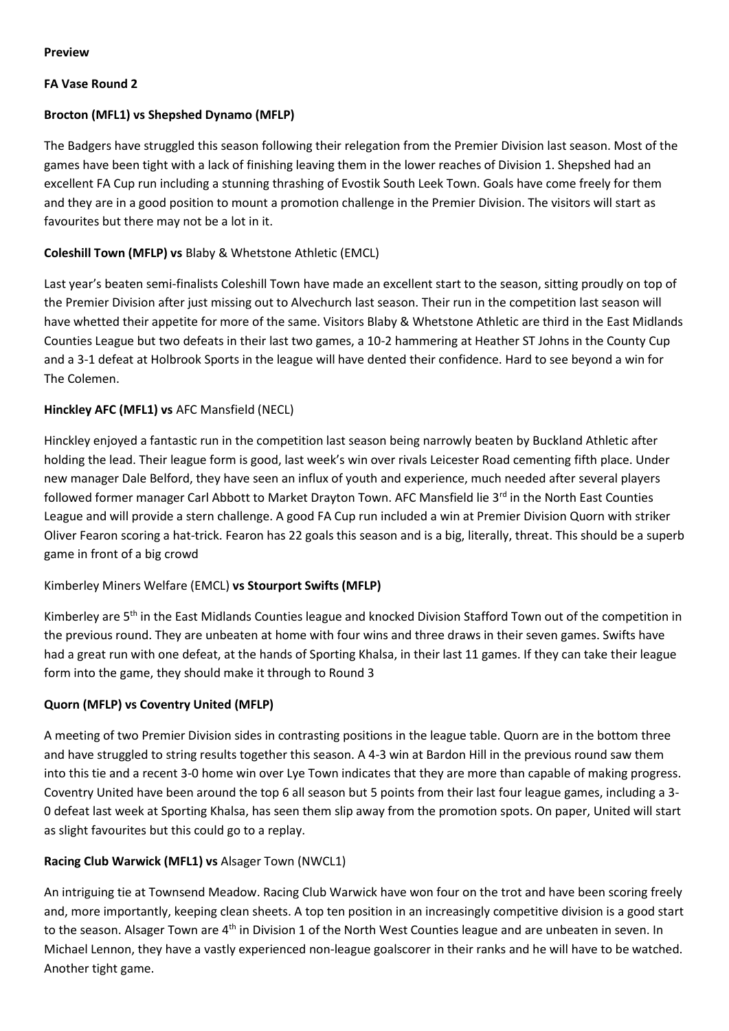**Preview**

**FA Vase Round 2**

**Brocton (MFL1) vs Shepshed Dynamo (MFLP)**

The Badgers have struggled this season following their relegation from the Premier Division last season. Most of the games have been tight with a lack of finishing leaving them in the lower reaches of Division 1. Shepshed had an excellent FA Cup run including a stunning thrashing of Evostik South Leek Town. Goals have come freely for them and they are in a good position to mount a promotion challenge in the Premier Division. The visitors will start as favourites but there may not be a lot in it.

**Coleshill Town (MFLP) vs** Blaby & Whetstone Athletic (EMCL)

Last year's beaten semi-finalists Coleshill Town have made an excellent start to the season, sitting proudly on top of the Premier Division after just missing out to Alvechurch last season. Their run in the competition last season will have whetted their appetite for more of the same. Visitors Blaby & Whetstone Athletic are third in the East Midlands Counties League but two defeats in their last two games, a 10-2 hammering at Heather ST Johns in the County Cup and a 3-1 defeat at Holbrook Sports in the league will have dented their confidence. Hard to see beyond a win for The Colemen.

**Hinckley AFC (MFL1) vs** AFC Mansfield (NECL)

Hinckley enjoyed a fantastic run in the competition last season being narrowly beaten by Buckland Athletic after holding the lead. Their league form is good, last week's win over rivals Leicester Road cementing fifth place. Under new manager Dale Belford, they have seen an influx of youth and experience, much needed after several players followed former manager Carl Abbott to Market Drayton Town. AFC Mansfield lie 3rd in the North East Counties League and will provide a stern challenge. A good FA Cup run included a win at Premier Division Quorn with striker Oliver Fearon scoring a hat-trick. Fearon has 22 goals this season and is a big, literally, threat. This should be a superb game in front of a big crowd

Kimberley Miners Welfare (EMCL) **vs Stourport Swifts (MFLP)**

Kimberley are 5th in the East Midlands Counties league and knocked Division Stafford Town out of the competition in the previous round. They are unbeaten at home with four wins and three draws in their seven games. Swifts have had a great run with one defeat, at the hands of Sporting Khalsa, in their last 11 games. If they can take their league form into the game, they should make it through to Round 3

**Quorn (MFLP) vs Coventry United (MFLP)**

A meeting of two Premier Division sides in contrasting positions in the league table. Quorn are in the bottom three and have struggled to string results together this season. A 4-3 win at Bardon Hill in the previous round saw them into this tie and a recent 3-0 home win over Lye Town indicates that they are more than capable of making progress. Coventry United have been around the top 6 all season but 5 points from their last four league games, including a 3-0 defeat last week at Sporting Khalsa, has seen them slip away from the promotion spots. On paper, United will start as slight favourites but this could go to a replay.

**Racing Club Warwick (MFL1) vs** Alsager Town (NWCL1)

An intriguing tie at Townsend Meadow. Racing Club Warwick have won four on the trot and have been scoring freely and, more importantly, keeping clean sheets. A top ten position in an increasingly competitive division is a good start to the season. Alsager Town are 4th in Division 1 of the North West Counties league and are unbeaten in seven. In Michael Lennon, they have a vastly experienced non-league goalscorer in their ranks and he will have to be watched. Another tight game.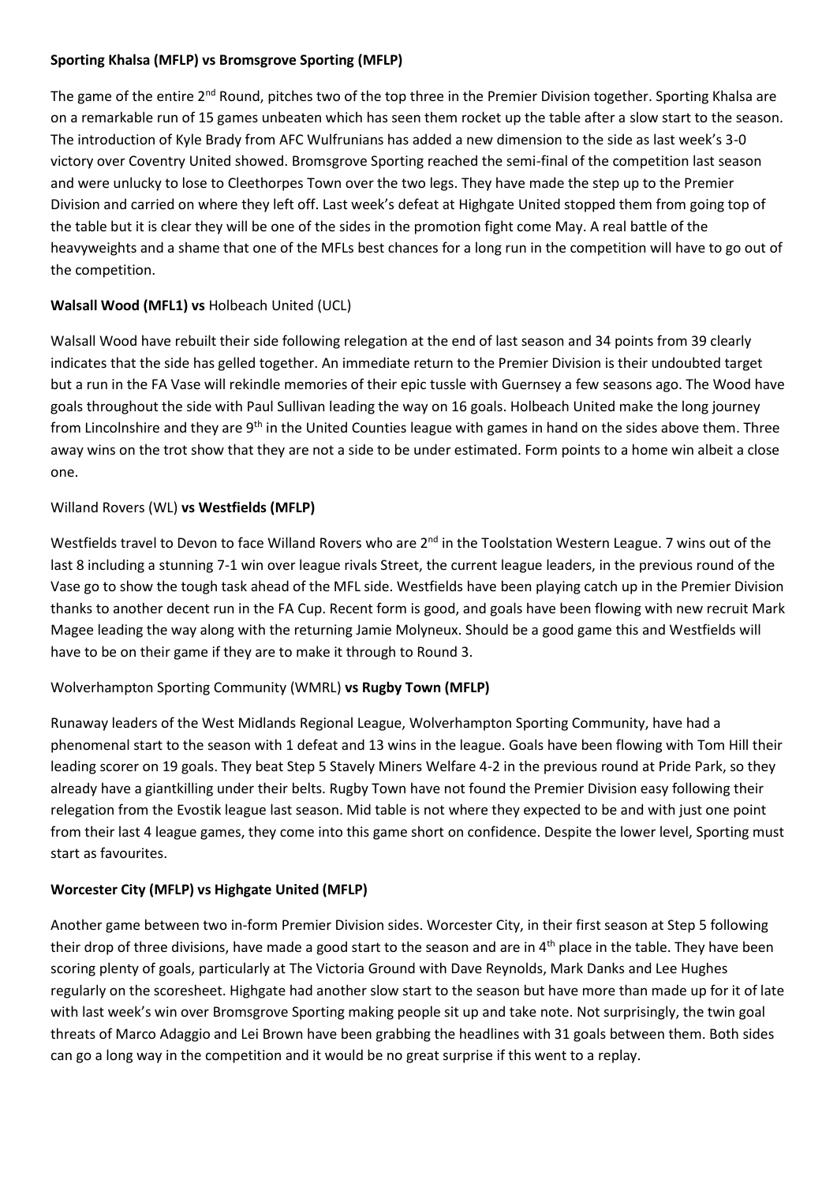**Sporting Khalsa (MFLP) vs Bromsgrove Sporting (MFLP)**

The game of the entire 2nd Round, pitches two of the top three in the Premier Division together. Sporting Khalsa are on a remarkable run of 15 games unbeaten which has seen them rocket up the table after a slow start to the season. The introduction of Kyle Brady from AFC Wulfrunians has added a new dimension to the side as last week's 3-0 victory over Coventry United showed. Bromsgrove Sporting reached the semi-final of the competition last season and were unlucky to lose to Cleethorpes Town over the two legs. They have made the step up to the Premier Division and carried on where they left off. Last week's defeat at Highgate United stopped them from going top of the table but it is clear they will be one of the sides in the promotion fight come May. A real battle of the heavyweights and a shame that one of the MFLs best chances for a long run in the competition will have to go out of the competition.

**Walsall Wood (MFL1) vs** Holbeach United (UCL)

Walsall Wood have rebuilt their side following relegation at the end of last season and 34 points from 39 clearly indicates that the side has gelled together. An immediate return to the Premier Division is their undoubted target but a run in the FA Vase will rekindle memories of their epic tussle with Guernsey a few seasons ago. The Wood have goals throughout the side with Paul Sullivan leading the way on 16 goals. Holbeach United make the long journey from Lincolnshire and they are 9th in the United Counties league with games in hand on the sides above them. Three away wins on the trot show that they are not a side to be under estimated. Form points to a home win albeit a close one.

Willand Rovers (WL) **vs Westfields (MFLP)**

Westfields travel to Devon to face Willand Rovers who are 2nd in the Toolstation Western League. 7 wins out of the last 8 including a stunning 7-1 win over league rivals Street, the current league leaders, in the previous round of the Vase go to show the tough task ahead of the MFL side. Westfields have been playing catch up in the Premier Division thanks to another decent run in the FA Cup. Recent form is good, and goals have been flowing with new recruit Mark Magee leading the way along with the returning Jamie Molyneux. Should be a good game this and Westfields will have to be on their game if they are to make it through to Round 3.

Wolverhampton Sporting Community (WMRL) **vs Rugby Town (MFLP)**

Runaway leaders of the West Midlands Regional League, Wolverhampton Sporting Community, have had a phenomenal start to the season with 1 defeat and 13 wins in the league. Goals have been flowing with Tom Hill their leading scorer on 19 goals. They beat Step 5 Stavely Miners Welfare 4-2 in the previous round at Pride Park, so they already have a giantkilling under their belts. Rugby Town have not found the Premier Division easy following their relegation from the Evostik league last season. Mid table is not where they expected to be and with just one point from their last 4 league games, they come into this game short on confidence. Despite the lower level, Sporting must start as favourites.

**Worcester City (MFLP) vs Highgate United (MFLP)**

Another game between two in-form Premier Division sides. Worcester City, in their first season at Step 5 following their drop of three divisions, have made a good start to the season and are in 4th place in the table. They have been scoring plenty of goals, particularly at The Victoria Ground with Dave Reynolds, Mark Danks and Lee Hughes regularly on the scoresheet. Highgate had another slow start to the season but have more than made up for it of late with last week's win over Bromsgrove Sporting making people sit up and take note. Not surprisingly, the twin goal threats of Marco Adaggio and Lei Brown have been grabbing the headlines with 31 goals between them. Both sides can go a long way in the competition and it would be no great surprise if this went to a replay.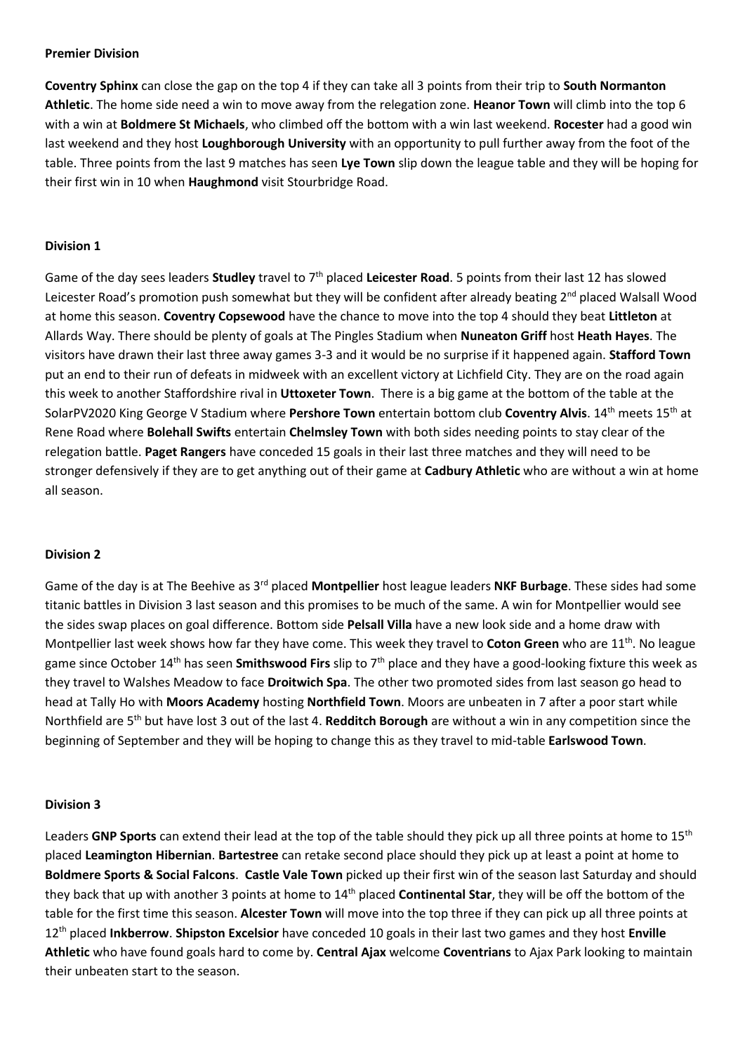**Premier Division**

**Coventry Sphinx** can close the gap on the top 4 if they can take all 3 points from their trip to **South Normanton Athletic**. The home side need a win to move away from the relegation zone. **Heanor Town** will climb into the top 6 with a win at **Boldmere St Michaels**, who climbed off the bottom with a win last weekend. **Rocester** had a good win last weekend and they host **Loughborough University** with an opportunity to pull further away from the foot of the table. Three points from the last 9 matches has seen **Lye Town** slip down the league table and they will be hoping for their first win in 10 when **Haughmond** visit Stourbridge Road.

**Division 1**

Game of the day sees leaders **Studley** travel to 7th placed **Leicester Road**. 5 points from their last 12 has slowed Leicester Road's promotion push somewhat but they will be confident after already beating 2nd placed Walsall Wood at home this season. **Coventry Copsewood** have the chance to move into the top 4 should they beat **Littleton** at Allards Way. There should be plenty of goals at The Pingles Stadium when **Nuneaton Griff** host **Heath Hayes**. The visitors have drawn their last three away games 3-3 and it would be no surprise if it happened again. **Stafford Town** put an end to their run of defeats in midweek with an excellent victory at Lichfield City. They are on the road again this week to another Staffordshire rival in **Uttoxeter Town**. There is a big game at the bottom of the table at the SolarPV2020 King George V Stadium where **Pershore Town** entertain bottom club **Coventry Alvis**. 14th meets 15th at Rene Road where **Bolehall Swifts** entertain **Chelmsley Town** with both sides needing points to stay clear of the relegation battle. **Paget Rangers** have conceded 15 goals in their last three matches and they will need to be stronger defensively if they are to get anything out of their game at **Cadbury Athletic** who are without a win at home all season.

**Division 2**

Game of the day is at The Beehive as 3rd placed **Montpellier** host league leaders **NKF Burbage**. These sides had some titanic battles in Division 3 last season and this promises to be much of the same. A win for Montpellier would see the sides swap places on goal difference. Bottom side **Pelsall Villa** have a new look side and a home draw with Montpellier last week shows how far they have come. This week they travel to **Coton Green** who are 11th. No league game since October 14th has seen **Smithswood Firs** slip to 7th place and they have a good-looking fixture this week as they travel to Walshes Meadow to face **Droitwich Spa**. The other two promoted sides from last season go head to head at Tally Ho with **Moors Academy** hosting **Northfield Town**. Moors are unbeaten in 7 after a poor start while Northfield are 5th but have lost 3 out of the last 4. **Redditch Borough** are without a win in any competition since the beginning of September and they will be hoping to change this as they travel to mid-table **Earlswood Town**.

**Division 3**

Leaders **GNP Sports** can extend their lead at the top of the table should they pick up all three points at home to 15th placed **Leamington Hibernian**. **Bartestree** can retake second place should they pick up at least a point at home to **Boldmere Sports & Social Falcons**. **Castle Vale Town** picked up their first win of the season last Saturday and should they back that up with another 3 points at home to 14th placed **Continental Star**, they will be off the bottom of the table for the first time this season. **Alcester Town** will move into the top three if they can pick up all three points at 12th placed **Inkberrow**. **Shipston Excelsior** have conceded 10 goals in their last two games and they host **Enville Athletic** who have found goals hard to come by. **Central Ajax** welcome **Coventrians** to Ajax Park looking to maintain their unbeaten start to the season.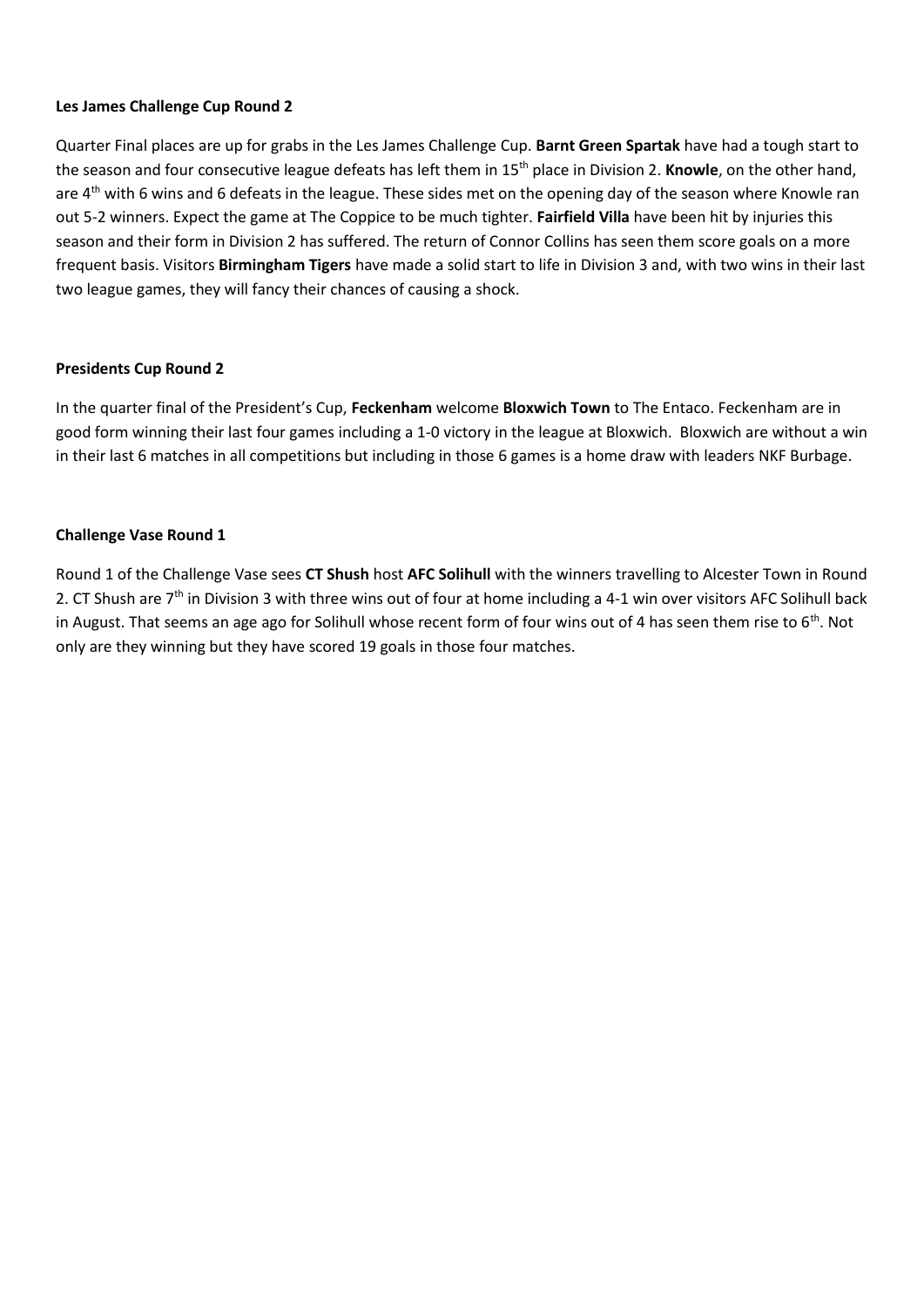**Les James Challenge Cup Round 2**

Quarter Final places are up for grabs in the Les James Challenge Cup. **Barnt Green Spartak** have had a tough start to the season and four consecutive league defeats has left them in 15th place in Division 2. **Knowle**, on the other hand, are 4th with 6 wins and 6 defeats in the league. These sides met on the opening day of the season where Knowle ran out 5-2 winners. Expect the game at The Coppice to be much tighter. **Fairfield Villa** have been hit by injuries this season and their form in Division 2 has suffered. The return of Connor Collins has seen them score goals on a more frequent basis. Visitors **Birmingham Tigers** have made a solid start to life in Division 3 and, with two wins in their last two league games, they will fancy their chances of causing a shock.

**Presidents Cup Round 2**

In the quarter final of the President's Cup, **Feckenham** welcome **Bloxwich Town** to The Entaco. Feckenham are in good form winning their last four games including a 1-0 victory in the league at Bloxwich. Bloxwich are without a win in their last 6 matches in all competitions but including in those 6 games is a home draw with leaders NKF Burbage.

**Challenge Vase Round 1**

Round 1 of the Challenge Vase sees **CT Shush** host **AFC Solihull** with the winners travelling to Alcester Town in Round 2. CT Shush are 7th in Division 3 with three wins out of four at home including a 4-1 win over visitors AFC Solihull back in August. That seems an age ago for Solihull whose recent form of four wins out of 4 has seen them rise to 6th. Not only are they winning but they have scored 19 goals in those four matches.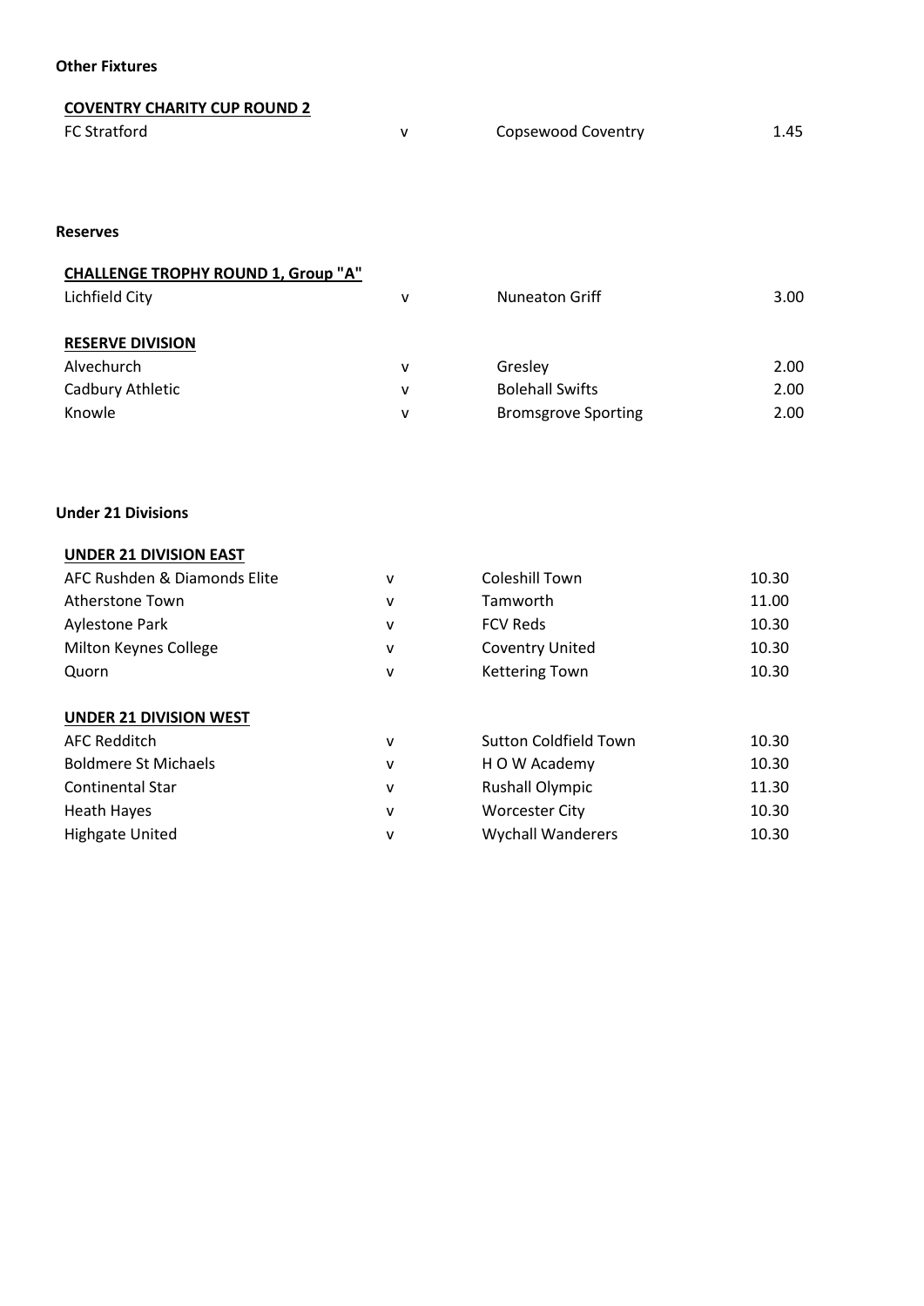**Other Fixtures**

**COVENTRY CHARITY CUP ROUND 2**

| | | | |
|---|---|---|---|
| FC Stratford | v | Copsewood Coventry | 1.45 |

**Reserves**

**CHALLENGE TROPHY ROUND 1, Group "A"**

| | | | |
|---|---|---|---|
| Lichfield City | v | Nuneaton Griff | 3.00 |

**RESERVE DIVISION**

| | | | |
|---|---|---|---|
| Alvechurch | v | Gresley | 2.00 |
| Cadbury Athletic | v | Bolehall Swifts | 2.00 |
| Knowle | v | Bromsgrove Sporting | 2.00 |

**Under 21 Divisions**

**UNDER 21 DIVISION EAST**

| | | | |
|---|---|---|---|
| AFC Rushden & Diamonds Elite | v | Coleshill Town | 10.30 |
| Atherstone Town | v | Tamworth | 11.00 |
| Aylestone Park | v | FCV Reds | 10.30 |
| Milton Keynes College | v | Coventry United | 10.30 |
| Quorn | v | Kettering Town | 10.30 |

**UNDER 21 DIVISION WEST**

| | | | |
|---|---|---|---|
| AFC Redditch | v | Sutton Coldfield Town | 10.30 |
| Boldmere St Michaels | v | H O W Academy | 10.30 |
| Continental Star | v | Rushall Olympic | 11.30 |
| Heath Hayes | v | Worcester City | 10.30 |
| Highgate United | v | Wychall Wanderers | 10.30 |